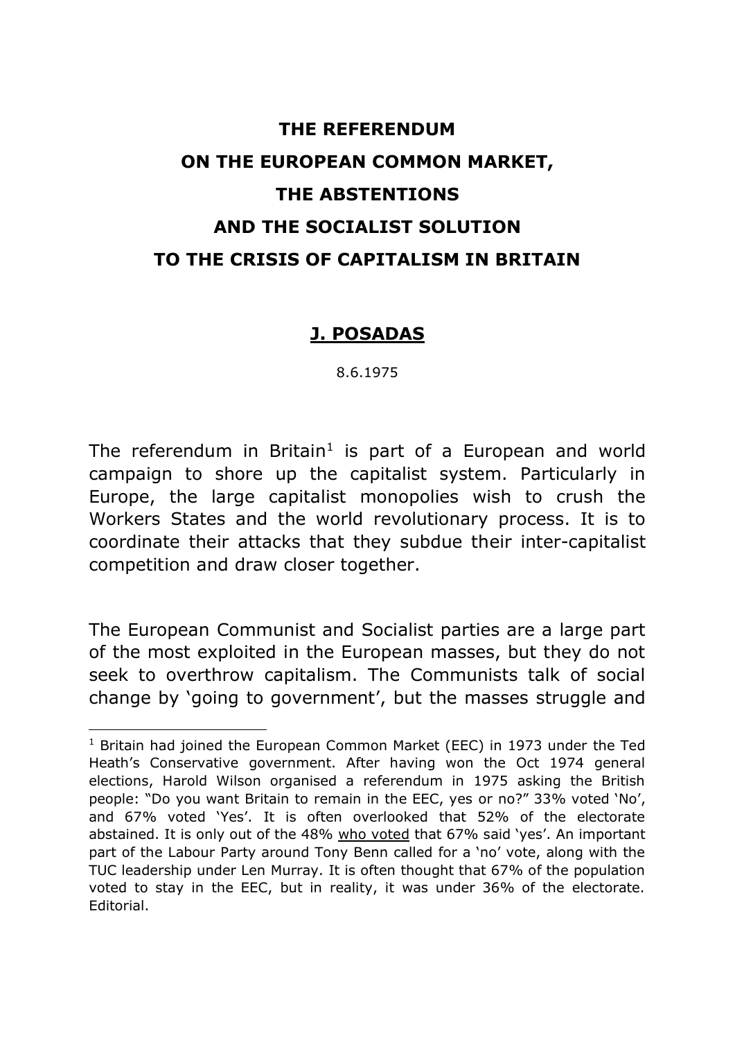# THE REFERENDUM ON THE EUROPEAN COMMON MARKET, THE ABSTENTIONS AND THE SOCIALIST SOLUTION TO THE CRISIS OF CAPITALISM IN BRITAIN

**J. POSADAS**

8.6.1975

The referendum in Britain[1] is part of a European and world campaign to shore up the capitalist system. Particularly in Europe, the large capitalist monopolies wish to crush the Workers States and the world revolutionary process. It is to coordinate their attacks that they subdue their inter-capitalist competition and draw closer together.

The European Communist and Socialist parties are a large part of the most exploited in the European masses, but they do not seek to overthrow capitalism. The Communists talk of social change by 'going to government', but the masses struggle and

---

[1] Britain had joined the European Common Market (EEC) in 1973 under the Ted Heath's Conservative government. After having won the Oct 1974 general elections, Harold Wilson organised a referendum in 1975 asking the British people: "Do you want Britain to remain in the EEC, yes or no?" 33% voted 'No', and 67% voted 'Yes'. It is often overlooked that 52% of the electorate abstained. It is only out of the 48% who voted that 67% said 'yes'. An important part of the Labour Party around Tony Benn called for a 'no' vote, along with the TUC leadership under Len Murray. It is often thought that 67% of the population voted to stay in the EEC, but in reality, it was under 36% of the electorate. Editorial.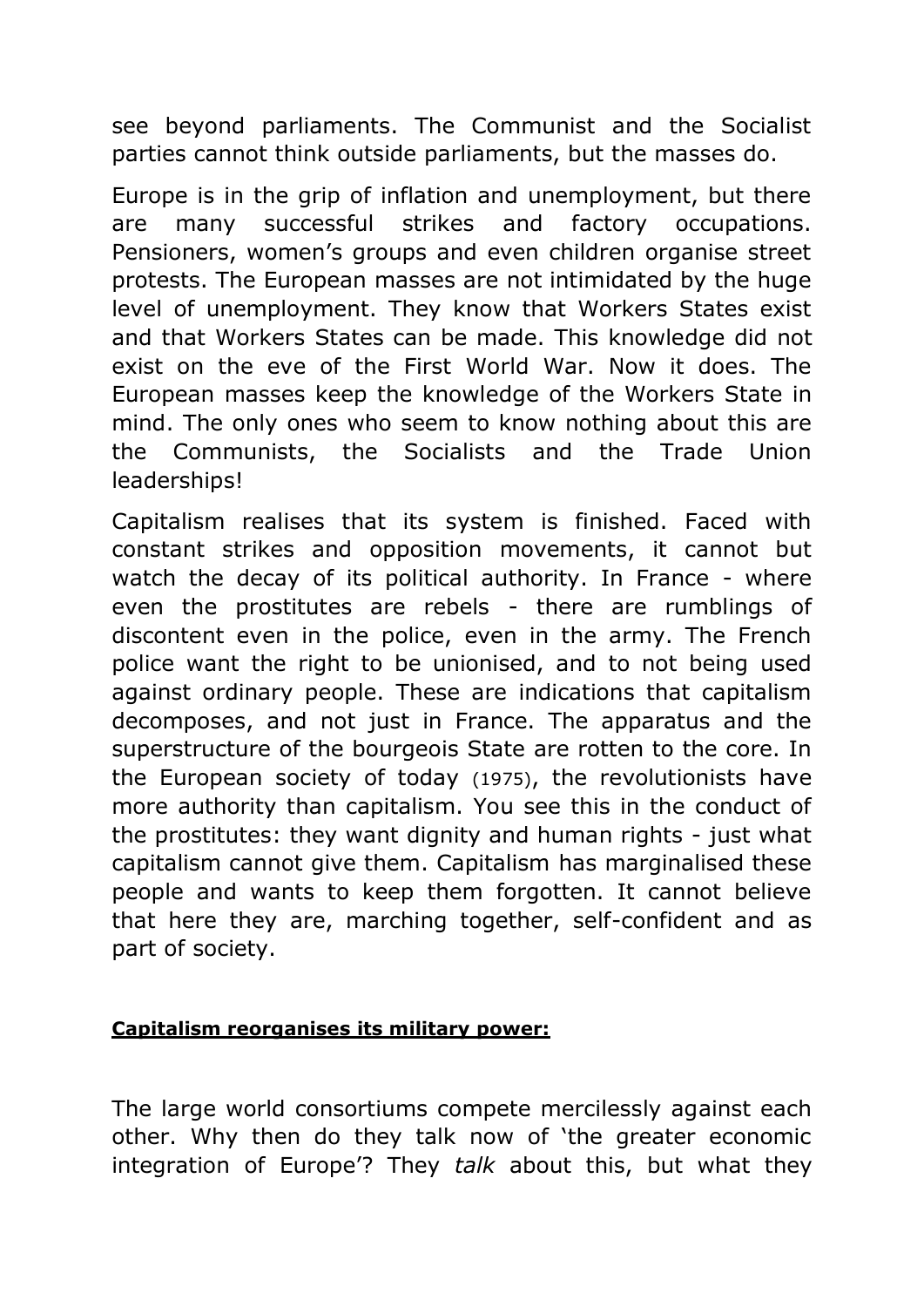see beyond parliaments. The Communist and the Socialist parties cannot think outside parliaments, but the masses do.

Europe is in the grip of inflation and unemployment, but there are many successful strikes and factory occupations. Pensioners, women's groups and even children organise street protests. The European masses are not intimidated by the huge level of unemployment. They know that Workers States exist and that Workers States can be made. This knowledge did not exist on the eve of the First World War. Now it does. The European masses keep the knowledge of the Workers State in mind. The only ones who seem to know nothing about this are the Communists, the Socialists and the Trade Union leaderships!

Capitalism realises that its system is finished. Faced with constant strikes and opposition movements, it cannot but watch the decay of its political authority. In France - where even the prostitutes are rebels - there are rumblings of discontent even in the police, even in the army. The French police want the right to be unionised, and to not being used against ordinary people. These are indications that capitalism decomposes, and not just in France. The apparatus and the superstructure of the bourgeois State are rotten to the core. In the European society of today (1975), the revolutionists have more authority than capitalism. You see this in the conduct of the prostitutes: they want dignity and human rights - just what capitalism cannot give them. Capitalism has marginalised these people and wants to keep them forgotten. It cannot believe that here they are, marching together, self-confident and as part of society.

**Capitalism reorganises its military power:**

The large world consortiums compete mercilessly against each other. Why then do they talk now of 'the greater economic integration of Europe'? They *talk* about this, but what they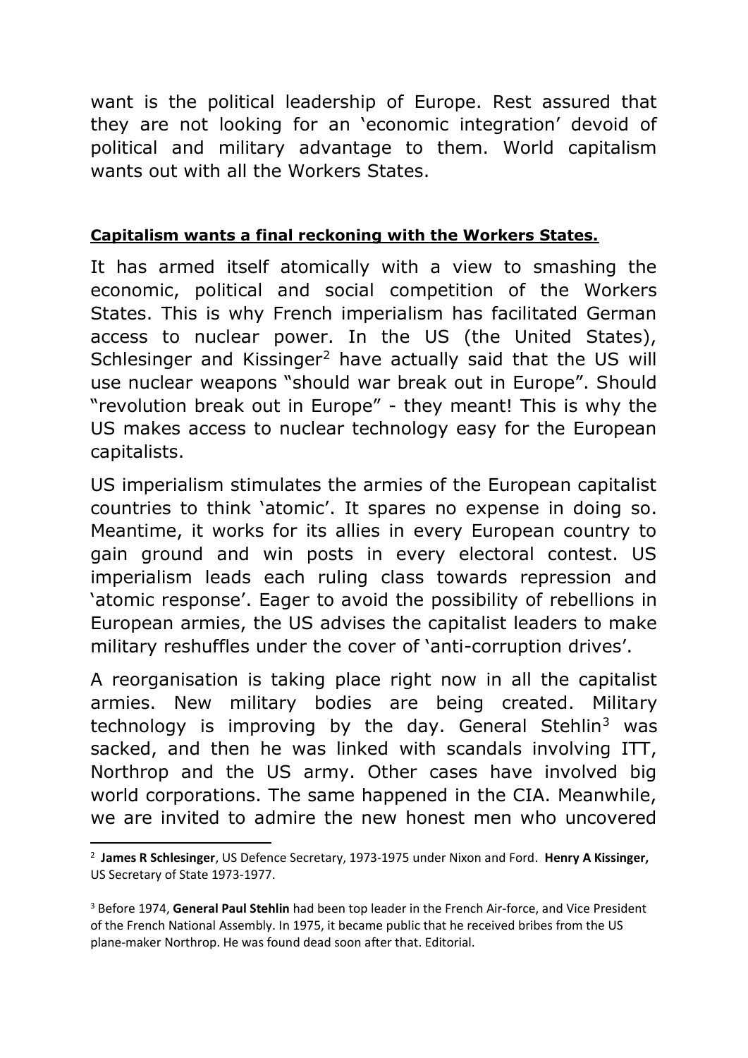want is the political leadership of Europe. Rest assured that they are not looking for an 'economic integration' devoid of political and military advantage to them. World capitalism wants out with all the Workers States.

**Capitalism wants a final reckoning with the Workers States.**

It has armed itself atomically with a view to smashing the economic, political and social competition of the Workers States. This is why French imperialism has facilitated German access to nuclear power. In the US (the United States), Schlesinger and Kissinger[2] have actually said that the US will use nuclear weapons "should war break out in Europe". Should "revolution break out in Europe" - they meant! This is why the US makes access to nuclear technology easy for the European capitalists.

US imperialism stimulates the armies of the European capitalist countries to think 'atomic'. It spares no expense in doing so. Meantime, it works for its allies in every European country to gain ground and win posts in every electoral contest. US imperialism leads each ruling class towards repression and 'atomic response'. Eager to avoid the possibility of rebellions in European armies, the US advises the capitalist leaders to make military reshuffles under the cover of 'anti-corruption drives'.

A reorganisation is taking place right now in all the capitalist armies. New military bodies are being created. Military technology is improving by the day. General Stehlin[3] was sacked, and then he was linked with scandals involving ITT, Northrop and the US army. Other cases have involved big world corporations. The same happened in the CIA. Meanwhile, we are invited to admire the new honest men who uncovered

---

[2] **James R Schlesinger**, US Defence Secretary, 1973-1975 under Nixon and Ford. **Henry A Kissinger,** US Secretary of State 1973-1977.

[3] Before 1974, **General Paul Stehlin** had been top leader in the French Air-force, and Vice President of the French National Assembly. In 1975, it became public that he received bribes from the US plane-maker Northrop. He was found dead soon after that. Editorial.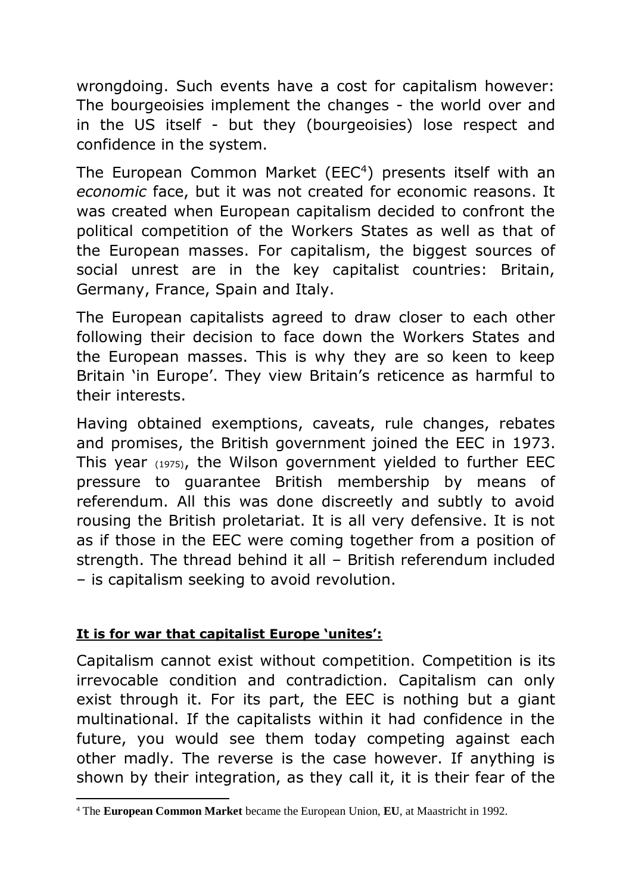wrongdoing. Such events have a cost for capitalism however: The bourgeoisies implement the changes - the world over and in the US itself - but they (bourgeoisies) lose respect and confidence in the system.

The European Common Market (EEC[4]) presents itself with an *economic* face, but it was not created for economic reasons. It was created when European capitalism decided to confront the political competition of the Workers States as well as that of the European masses. For capitalism, the biggest sources of social unrest are in the key capitalist countries: Britain, Germany, France, Spain and Italy.

The European capitalists agreed to draw closer to each other following their decision to face down the Workers States and the European masses. This is why they are so keen to keep Britain 'in Europe'. They view Britain's reticence as harmful to their interests.

Having obtained exemptions, caveats, rule changes, rebates and promises, the British government joined the EEC in 1973. This year (1975), the Wilson government yielded to further EEC pressure to guarantee British membership by means of referendum. All this was done discreetly and subtly to avoid rousing the British proletariat. It is all very defensive. It is not as if those in the EEC were coming together from a position of strength. The thread behind it all – British referendum included – is capitalism seeking to avoid revolution.

**It is for war that capitalist Europe 'unites':**

Capitalism cannot exist without competition. Competition is its irrevocable condition and contradiction. Capitalism can only exist through it. For its part, the EEC is nothing but a giant multinational. If the capitalists within it had confidence in the future, you would see them today competing against each other madly. The reverse is the case however. If anything is shown by their integration, as they call it, it is their fear of the

---

[4] The **European Common Market** became the European Union, **EU**, at Maastricht in 1992.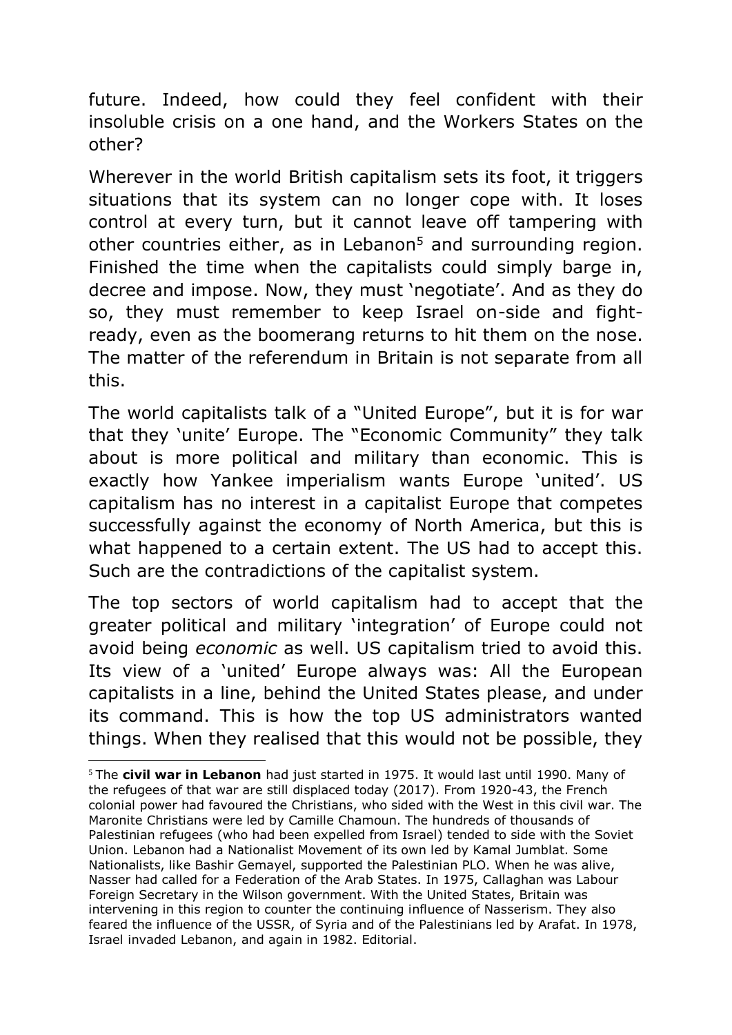future. Indeed, how could they feel confident with their insoluble crisis on a one hand, and the Workers States on the other?

Wherever in the world British capitalism sets its foot, it triggers situations that its system can no longer cope with. It loses control at every turn, but it cannot leave off tampering with other countries either, as in Lebanon[5] and surrounding region. Finished the time when the capitalists could simply barge in, decree and impose. Now, they must 'negotiate'. And as they do so, they must remember to keep Israel on-side and fight-ready, even as the boomerang returns to hit them on the nose. The matter of the referendum in Britain is not separate from all this.

The world capitalists talk of a "United Europe", but it is for war that they 'unite' Europe. The "Economic Community" they talk about is more political and military than economic. This is exactly how Yankee imperialism wants Europe 'united'. US capitalism has no interest in a capitalist Europe that competes successfully against the economy of North America, but this is what happened to a certain extent. The US had to accept this. Such are the contradictions of the capitalist system.

The top sectors of world capitalism had to accept that the greater political and military 'integration' of Europe could not avoid being *economic* as well. US capitalism tried to avoid this. Its view of a 'united' Europe always was: All the European capitalists in a line, behind the United States please, and under its command. This is how the top US administrators wanted things. When they realised that this would not be possible, they

[5] The **civil war in Lebanon** had just started in 1975. It would last until 1990. Many of the refugees of that war are still displaced today (2017). From 1920-43, the French colonial power had favoured the Christians, who sided with the West in this civil war. The Maronite Christians were led by Camille Chamoun. The hundreds of thousands of Palestinian refugees (who had been expelled from Israel) tended to side with the Soviet Union. Lebanon had a Nationalist Movement of its own led by Kamal Jumblat. Some Nationalists, like Bashir Gemayel, supported the Palestinian PLO. When he was alive, Nasser had called for a Federation of the Arab States. In 1975, Callaghan was Labour Foreign Secretary in the Wilson government. With the United States, Britain was intervening in this region to counter the continuing influence of Nasserism. They also feared the influence of the USSR, of Syria and of the Palestinians led by Arafat. In 1978, Israel invaded Lebanon, and again in 1982. Editorial.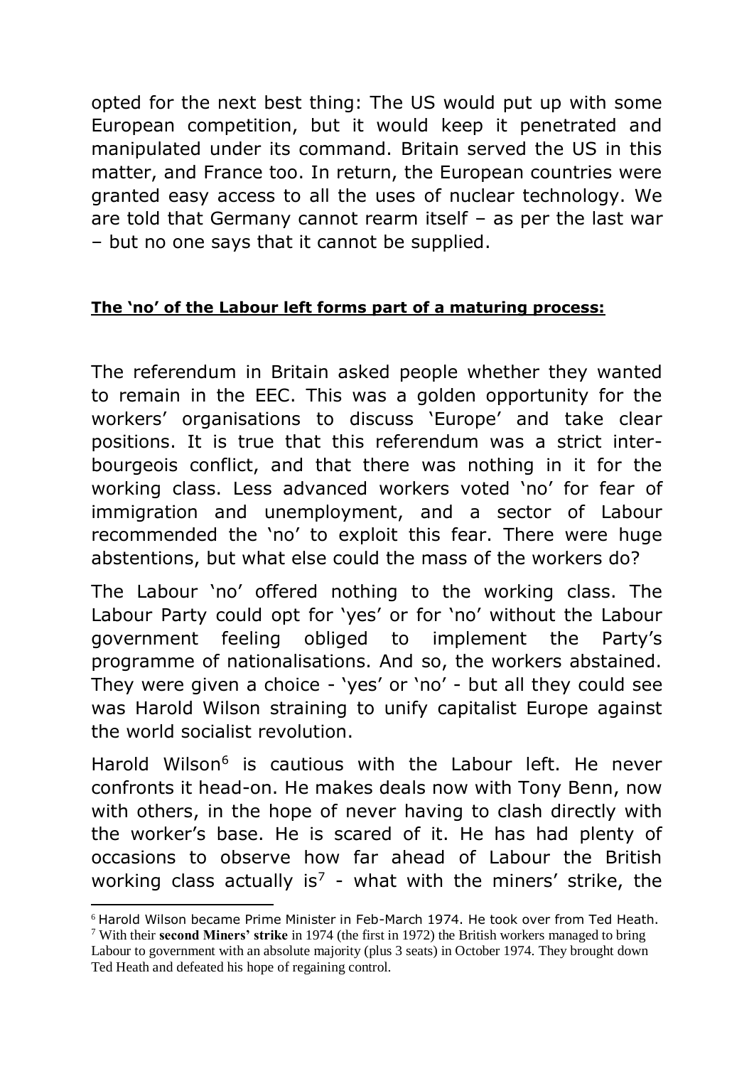opted for the next best thing: The US would put up with some European competition, but it would keep it penetrated and manipulated under its command. Britain served the US in this matter, and France too. In return, the European countries were granted easy access to all the uses of nuclear technology. We are told that Germany cannot rearm itself – as per the last war – but no one says that it cannot be supplied.

**The 'no' of the Labour left forms part of a maturing process:**

The referendum in Britain asked people whether they wanted to remain in the EEC. This was a golden opportunity for the workers' organisations to discuss 'Europe' and take clear positions. It is true that this referendum was a strict inter-bourgeois conflict, and that there was nothing in it for the working class. Less advanced workers voted 'no' for fear of immigration and unemployment, and a sector of Labour recommended the 'no' to exploit this fear. There were huge abstentions, but what else could the mass of the workers do?

The Labour 'no' offered nothing to the working class. The Labour Party could opt for 'yes' or for 'no' without the Labour government feeling obliged to implement the Party's programme of nationalisations. And so, the workers abstained. They were given a choice - 'yes' or 'no' - but all they could see was Harold Wilson straining to unify capitalist Europe against the world socialist revolution.

Harold Wilson[6] is cautious with the Labour left. He never confronts it head-on. He makes deals now with Tony Benn, now with others, in the hope of never having to clash directly with the worker's base. He is scared of it. He has had plenty of occasions to observe how far ahead of Labour the British working class actually is[7] - what with the miners' strike, the

[6] Harold Wilson became Prime Minister in Feb-March 1974. He took over from Ted Heath.

[7] With their **second Miners' strike** in 1974 (the first in 1972) the British workers managed to bring Labour to government with an absolute majority (plus 3 seats) in October 1974. They brought down Ted Heath and defeated his hope of regaining control.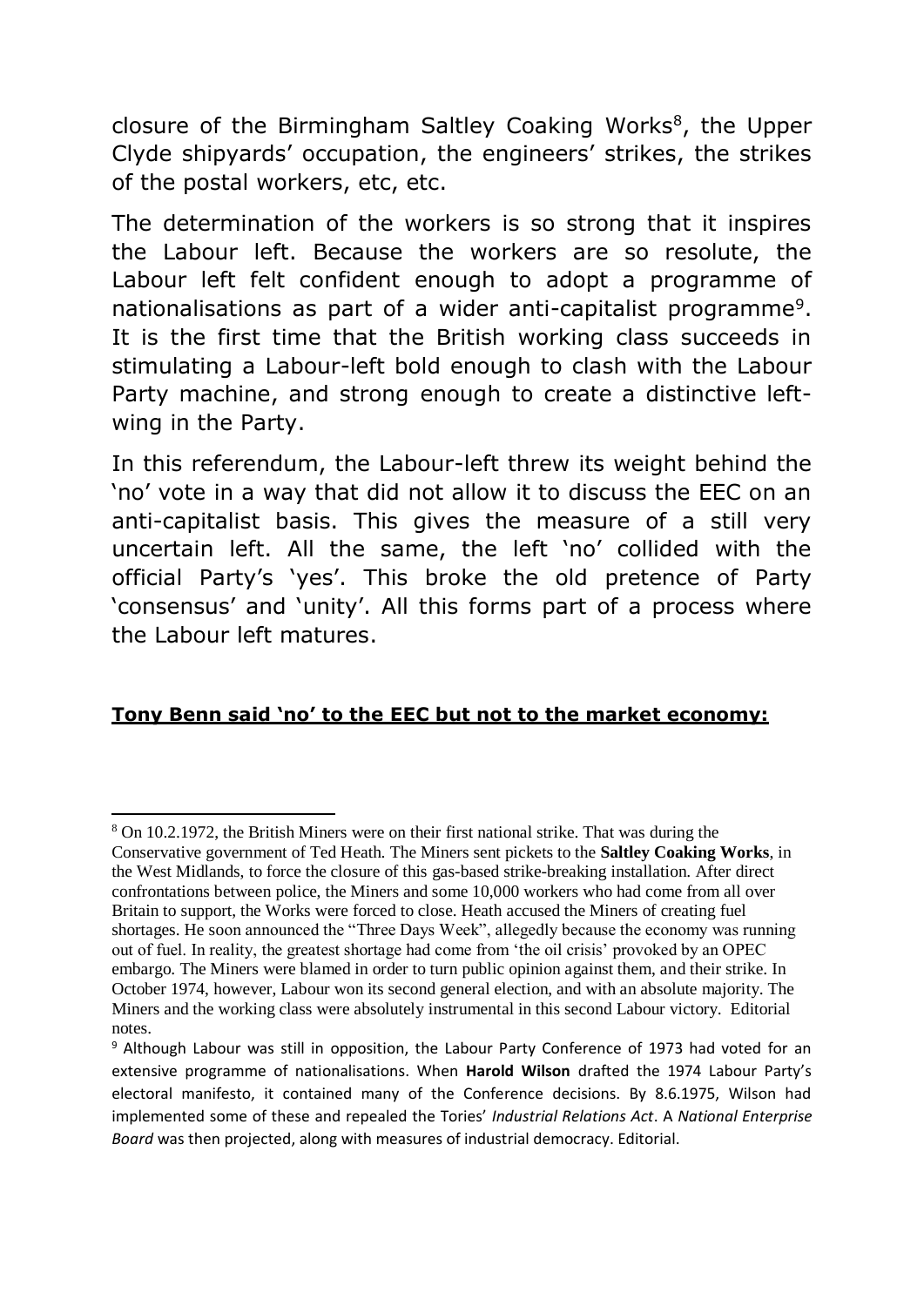closure of the Birmingham Saltley Coaking Works[8], the Upper Clyde shipyards' occupation, the engineers' strikes, the strikes of the postal workers, etc, etc.

The determination of the workers is so strong that it inspires the Labour left. Because the workers are so resolute, the Labour left felt confident enough to adopt a programme of nationalisations as part of a wider anti-capitalist programme[9]. It is the first time that the British working class succeeds in stimulating a Labour-left bold enough to clash with the Labour Party machine, and strong enough to create a distinctive left-wing in the Party.

In this referendum, the Labour-left threw its weight behind the 'no' vote in a way that did not allow it to discuss the EEC on an anti-capitalist basis. This gives the measure of a still very uncertain left. All the same, the left 'no' collided with the official Party's 'yes'. This broke the old pretence of Party 'consensus' and 'unity'. All this forms part of a process where the Labour left matures.

**Tony Benn said 'no' to the EEC but not to the market economy:**

---

[8] On 10.2.1972, the British Miners were on their first national strike. That was during the Conservative government of Ted Heath. The Miners sent pickets to the **Saltley Coaking Works**, in the West Midlands, to force the closure of this gas-based strike-breaking installation. After direct confrontations between police, the Miners and some 10,000 workers who had come from all over Britain to support, the Works were forced to close. Heath accused the Miners of creating fuel shortages. He soon announced the "Three Days Week", allegedly because the economy was running out of fuel. In reality, the greatest shortage had come from 'the oil crisis' provoked by an OPEC embargo. The Miners were blamed in order to turn public opinion against them, and their strike. In October 1974, however, Labour won its second general election, and with an absolute majority. The Miners and the working class were absolutely instrumental in this second Labour victory. Editorial notes.

[9] Although Labour was still in opposition, the Labour Party Conference of 1973 had voted for an extensive programme of nationalisations. When **Harold Wilson** drafted the 1974 Labour Party's electoral manifesto, it contained many of the Conference decisions. By 8.6.1975, Wilson had implemented some of these and repealed the Tories' *Industrial Relations Act*. A *National Enterprise Board* was then projected, along with measures of industrial democracy. Editorial.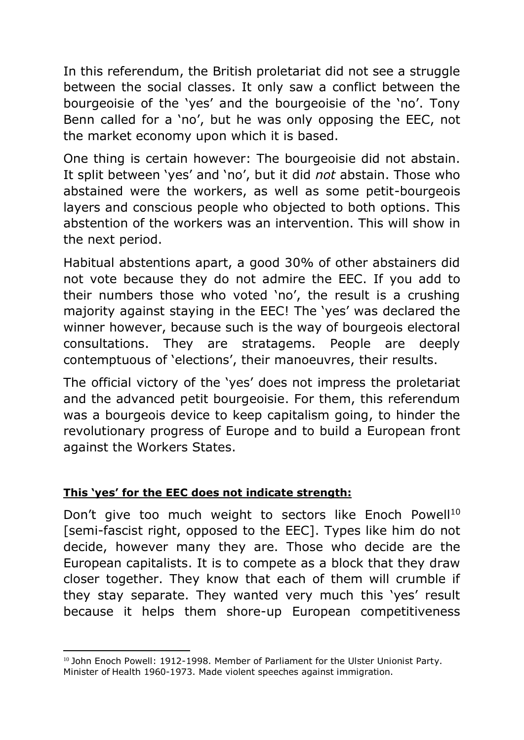In this referendum, the British proletariat did not see a struggle between the social classes. It only saw a conflict between the bourgeoisie of the 'yes' and the bourgeoisie of the 'no'. Tony Benn called for a 'no', but he was only opposing the EEC, not the market economy upon which it is based.

One thing is certain however: The bourgeoisie did not abstain. It split between 'yes' and 'no', but it did *not* abstain. Those who abstained were the workers, as well as some petit-bourgeois layers and conscious people who objected to both options. This abstention of the workers was an intervention. This will show in the next period.

Habitual abstentions apart, a good 30% of other abstainers did not vote because they do not admire the EEC. If you add to their numbers those who voted 'no', the result is a crushing majority against staying in the EEC! The 'yes' was declared the winner however, because such is the way of bourgeois electoral consultations. They are stratagems. People are deeply contemptuous of 'elections', their manoeuvres, their results.

The official victory of the 'yes' does not impress the proletariat and the advanced petit bourgeoisie. For them, this referendum was a bourgeois device to keep capitalism going, to hinder the revolutionary progress of Europe and to build a European front against the Workers States.

**<u>This 'yes' for the EEC does not indicate strength:</u>**

Don't give too much weight to sectors like Enoch Powell[10] [semi-fascist right, opposed to the EEC]. Types like him do not decide, however many they are. Those who decide are the European capitalists. It is to compete as a block that they draw closer together. They know that each of them will crumble if they stay separate. They wanted very much this 'yes' result because it helps them shore-up European competitiveness

---

[10] John Enoch Powell: 1912-1998. Member of Parliament for the Ulster Unionist Party. Minister of Health 1960-1973. Made violent speeches against immigration.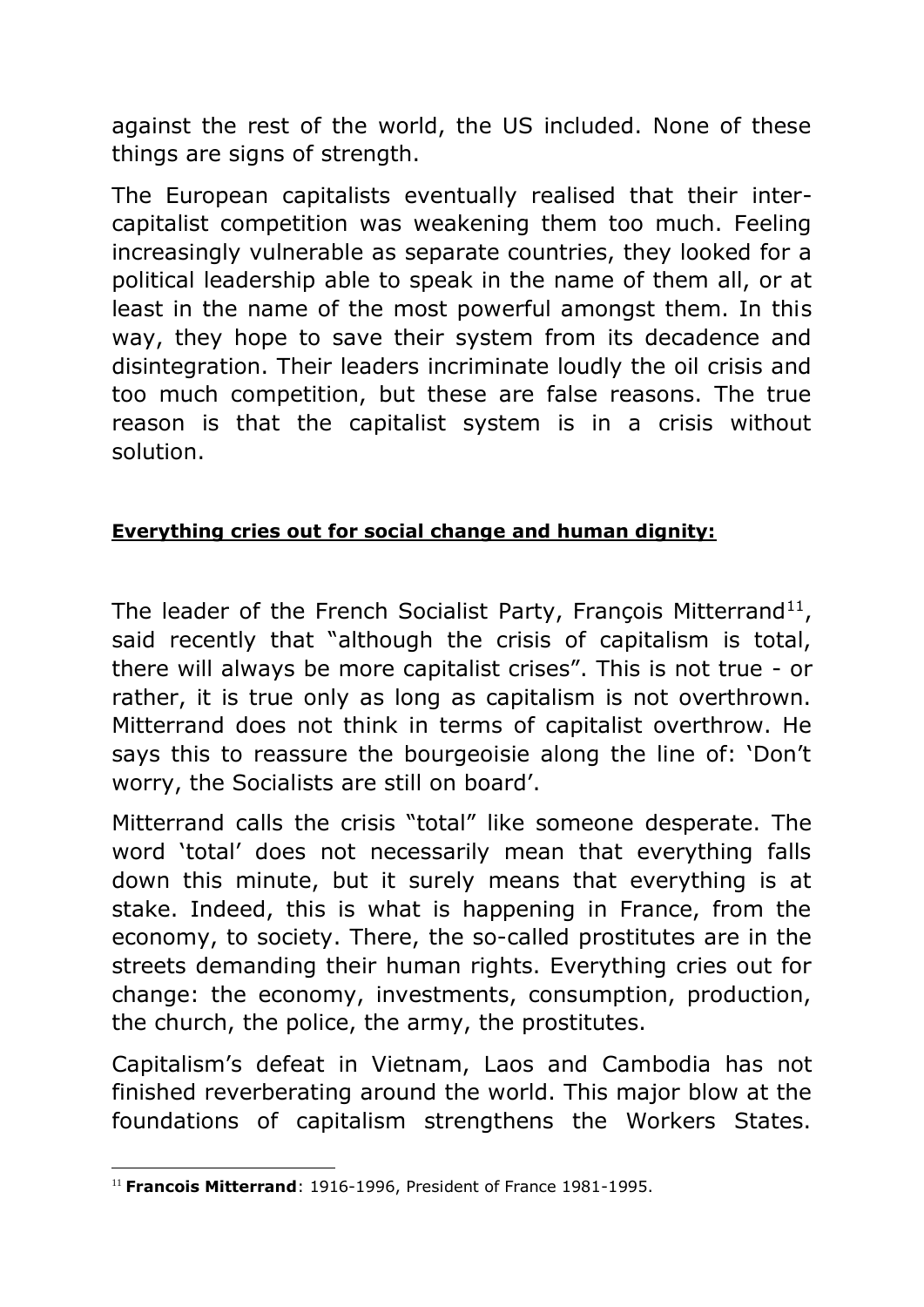against the rest of the world, the US included. None of these things are signs of strength.

The European capitalists eventually realised that their inter-capitalist competition was weakening them too much. Feeling increasingly vulnerable as separate countries, they looked for a political leadership able to speak in the name of them all, or at least in the name of the most powerful amongst them. In this way, they hope to save their system from its decadence and disintegration. Their leaders incriminate loudly the oil crisis and too much competition, but these are false reasons. The true reason is that the capitalist system is in a crisis without solution.

**Everything cries out for social change and human dignity:**

The leader of the French Socialist Party, François Mitterrand[11], said recently that "although the crisis of capitalism is total, there will always be more capitalist crises". This is not true - or rather, it is true only as long as capitalism is not overthrown. Mitterrand does not think in terms of capitalist overthrow. He says this to reassure the bourgeoisie along the line of: 'Don't worry, the Socialists are still on board'.

Mitterrand calls the crisis "total" like someone desperate. The word 'total' does not necessarily mean that everything falls down this minute, but it surely means that everything is at stake. Indeed, this is what is happening in France, from the economy, to society. There, the so-called prostitutes are in the streets demanding their human rights. Everything cries out for change: the economy, investments, consumption, production, the church, the police, the army, the prostitutes.

Capitalism's defeat in Vietnam, Laos and Cambodia has not finished reverberating around the world. This major blow at the foundations of capitalism strengthens the Workers States.

[11] **Francois Mitterrand**: 1916-1996, President of France 1981-1995.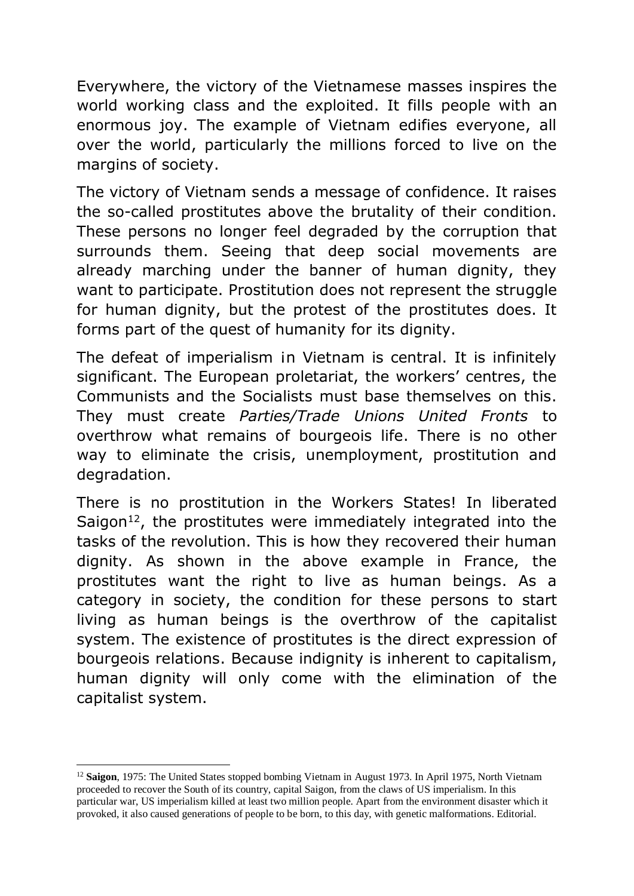Everywhere, the victory of the Vietnamese masses inspires the world working class and the exploited. It fills people with an enormous joy. The example of Vietnam edifies everyone, all over the world, particularly the millions forced to live on the margins of society.

The victory of Vietnam sends a message of confidence. It raises the so-called prostitutes above the brutality of their condition. These persons no longer feel degraded by the corruption that surrounds them. Seeing that deep social movements are already marching under the banner of human dignity, they want to participate. Prostitution does not represent the struggle for human dignity, but the protest of the prostitutes does. It forms part of the quest of humanity for its dignity.

The defeat of imperialism in Vietnam is central. It is infinitely significant. The European proletariat, the workers' centres, the Communists and the Socialists must base themselves on this. They must create *Parties/Trade Unions United Fronts* to overthrow what remains of bourgeois life. There is no other way to eliminate the crisis, unemployment, prostitution and degradation.

There is no prostitution in the Workers States! In liberated Saigon[12], the prostitutes were immediately integrated into the tasks of the revolution. This is how they recovered their human dignity. As shown in the above example in France, the prostitutes want the right to live as human beings. As a category in society, the condition for these persons to start living as human beings is the overthrow of the capitalist system. The existence of prostitutes is the direct expression of bourgeois relations. Because indignity is inherent to capitalism, human dignity will only come with the elimination of the capitalist system.

---

[12] **Saigon**, 1975: The United States stopped bombing Vietnam in August 1973. In April 1975, North Vietnam proceeded to recover the South of its country, capital Saigon, from the claws of US imperialism. In this particular war, US imperialism killed at least two million people. Apart from the environment disaster which it provoked, it also caused generations of people to be born, to this day, with genetic malformations. Editorial.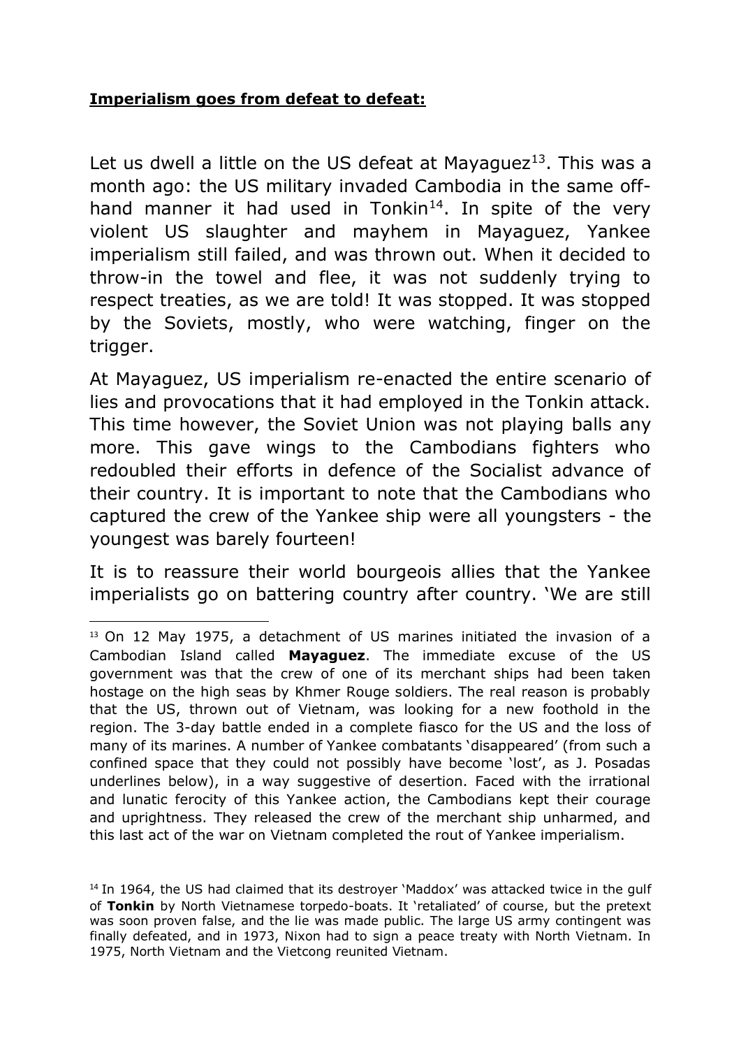**Imperialism goes from defeat to defeat:**

Let us dwell a little on the US defeat at Mayaguez[13]. This was a month ago: the US military invaded Cambodia in the same off-hand manner it had used in Tonkin[14]. In spite of the very violent US slaughter and mayhem in Mayaguez, Yankee imperialism still failed, and was thrown out. When it decided to throw-in the towel and flee, it was not suddenly trying to respect treaties, as we are told! It was stopped. It was stopped by the Soviets, mostly, who were watching, finger on the trigger.

At Mayaguez, US imperialism re-enacted the entire scenario of lies and provocations that it had employed in the Tonkin attack. This time however, the Soviet Union was not playing balls any more. This gave wings to the Cambodians fighters who redoubled their efforts in defence of the Socialist advance of their country. It is important to note that the Cambodians who captured the crew of the Yankee ship were all youngsters - the youngest was barely fourteen!

It is to reassure their world bourgeois allies that the Yankee imperialists go on battering country after country. 'We are still

---

[13] On 12 May 1975, a detachment of US marines initiated the invasion of a Cambodian Island called **Mayaguez**. The immediate excuse of the US government was that the crew of one of its merchant ships had been taken hostage on the high seas by Khmer Rouge soldiers. The real reason is probably that the US, thrown out of Vietnam, was looking for a new foothold in the region. The 3-day battle ended in a complete fiasco for the US and the loss of many of its marines. A number of Yankee combatants 'disappeared' (from such a confined space that they could not possibly have become 'lost', as J. Posadas underlines below), in a way suggestive of desertion. Faced with the irrational and lunatic ferocity of this Yankee action, the Cambodians kept their courage and uprightness. They released the crew of the merchant ship unharmed, and this last act of the war on Vietnam completed the rout of Yankee imperialism.

[14] In 1964, the US had claimed that its destroyer 'Maddox' was attacked twice in the gulf of **Tonkin** by North Vietnamese torpedo-boats. It 'retaliated' of course, but the pretext was soon proven false, and the lie was made public. The large US army contingent was finally defeated, and in 1973, Nixon had to sign a peace treaty with North Vietnam. In 1975, North Vietnam and the Vietcong reunited Vietnam.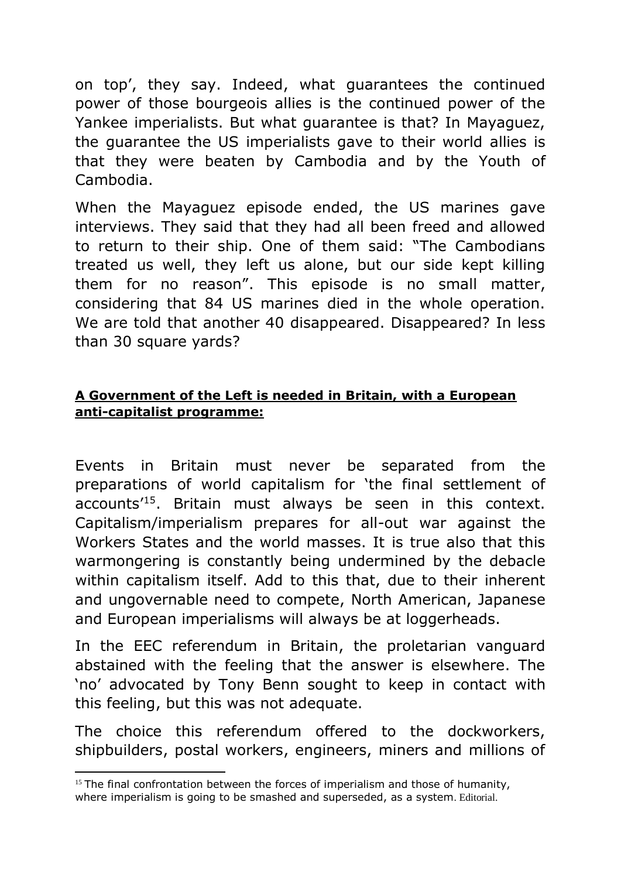on top', they say. Indeed, what guarantees the continued power of those bourgeois allies is the continued power of the Yankee imperialists. But what guarantee is that? In Mayaguez, the guarantee the US imperialists gave to their world allies is that they were beaten by Cambodia and by the Youth of Cambodia.

When the Mayaguez episode ended, the US marines gave interviews. They said that they had all been freed and allowed to return to their ship. One of them said: "The Cambodians treated us well, they left us alone, but our side kept killing them for no reason". This episode is no small matter, considering that 84 US marines died in the whole operation. We are told that another 40 disappeared. Disappeared? In less than 30 square yards?

**A Government of the Left is needed in Britain, with a European anti-capitalist programme:**

Events in Britain must never be separated from the preparations of world capitalism for 'the final settlement of accounts'[15]. Britain must always be seen in this context. Capitalism/imperialism prepares for all-out war against the Workers States and the world masses. It is true also that this warmongering is constantly being undermined by the debacle within capitalism itself. Add to this that, due to their inherent and ungovernable need to compete, North American, Japanese and European imperialisms will always be at loggerheads.

In the EEC referendum in Britain, the proletarian vanguard abstained with the feeling that the answer is elsewhere. The 'no' advocated by Tony Benn sought to keep in contact with this feeling, but this was not adequate.

The choice this referendum offered to the dockworkers, shipbuilders, postal workers, engineers, miners and millions of

---

[15] The final confrontation between the forces of imperialism and those of humanity, where imperialism is going to be smashed and superseded, as a system. Editorial.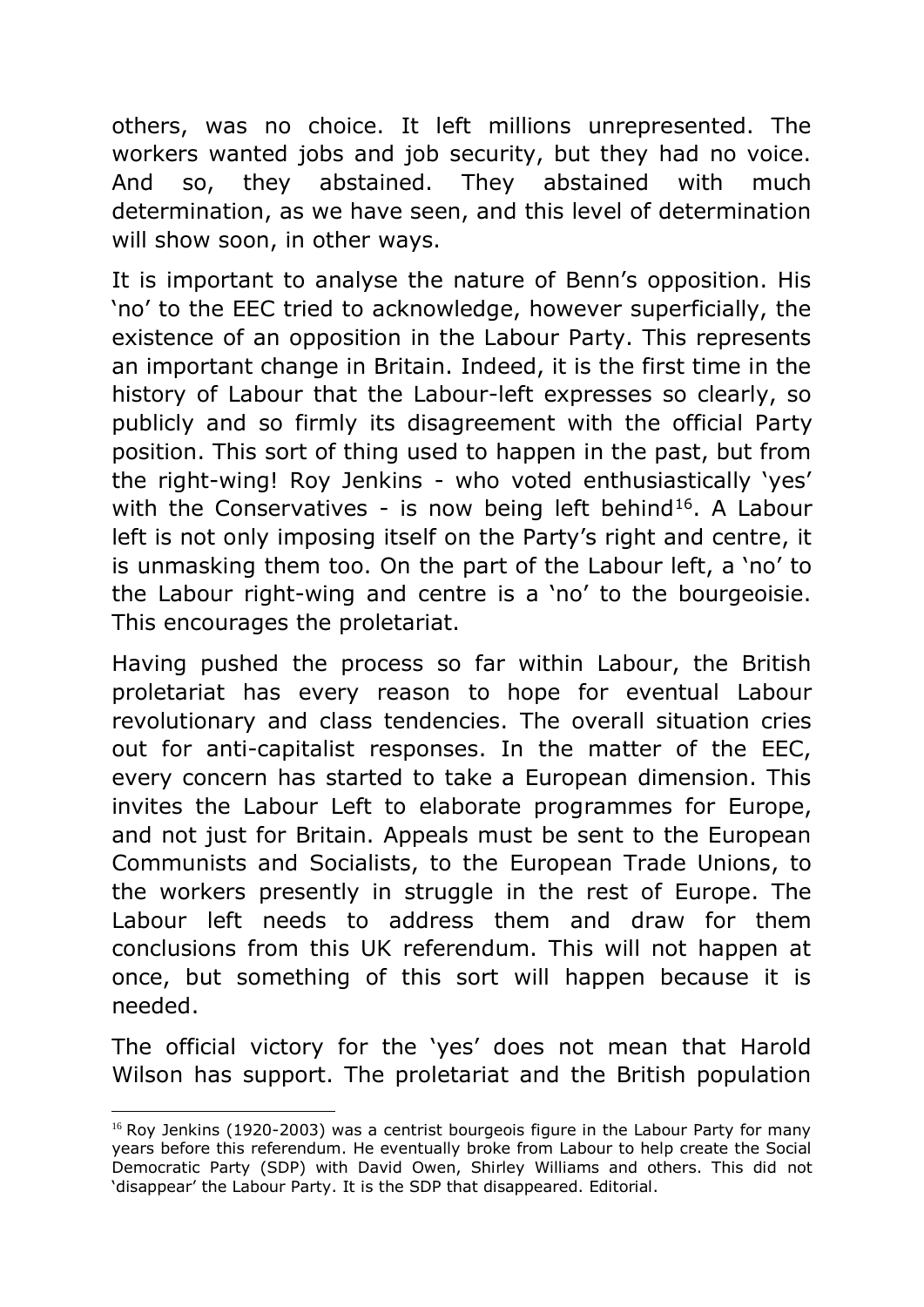others, was no choice. It left millions unrepresented. The workers wanted jobs and job security, but they had no voice. And so, they abstained. They abstained with much determination, as we have seen, and this level of determination will show soon, in other ways.

It is important to analyse the nature of Benn's opposition. His 'no' to the EEC tried to acknowledge, however superficially, the existence of an opposition in the Labour Party. This represents an important change in Britain. Indeed, it is the first time in the history of Labour that the Labour-left expresses so clearly, so publicly and so firmly its disagreement with the official Party position. This sort of thing used to happen in the past, but from the right-wing! Roy Jenkins - who voted enthusiastically 'yes' with the Conservatives - is now being left behind[16]. A Labour left is not only imposing itself on the Party's right and centre, it is unmasking them too. On the part of the Labour left, a 'no' to the Labour right-wing and centre is a 'no' to the bourgeoisie. This encourages the proletariat.

Having pushed the process so far within Labour, the British proletariat has every reason to hope for eventual Labour revolutionary and class tendencies. The overall situation cries out for anti-capitalist responses. In the matter of the EEC, every concern has started to take a European dimension. This invites the Labour Left to elaborate programmes for Europe, and not just for Britain. Appeals must be sent to the European Communists and Socialists, to the European Trade Unions, to the workers presently in struggle in the rest of Europe. The Labour left needs to address them and draw for them conclusions from this UK referendum. This will not happen at once, but something of this sort will happen because it is needed.

The official victory for the 'yes' does not mean that Harold Wilson has support. The proletariat and the British population

---

[16] Roy Jenkins (1920-2003) was a centrist bourgeois figure in the Labour Party for many years before this referendum. He eventually broke from Labour to help create the Social Democratic Party (SDP) with David Owen, Shirley Williams and others. This did not 'disappear' the Labour Party. It is the SDP that disappeared. Editorial.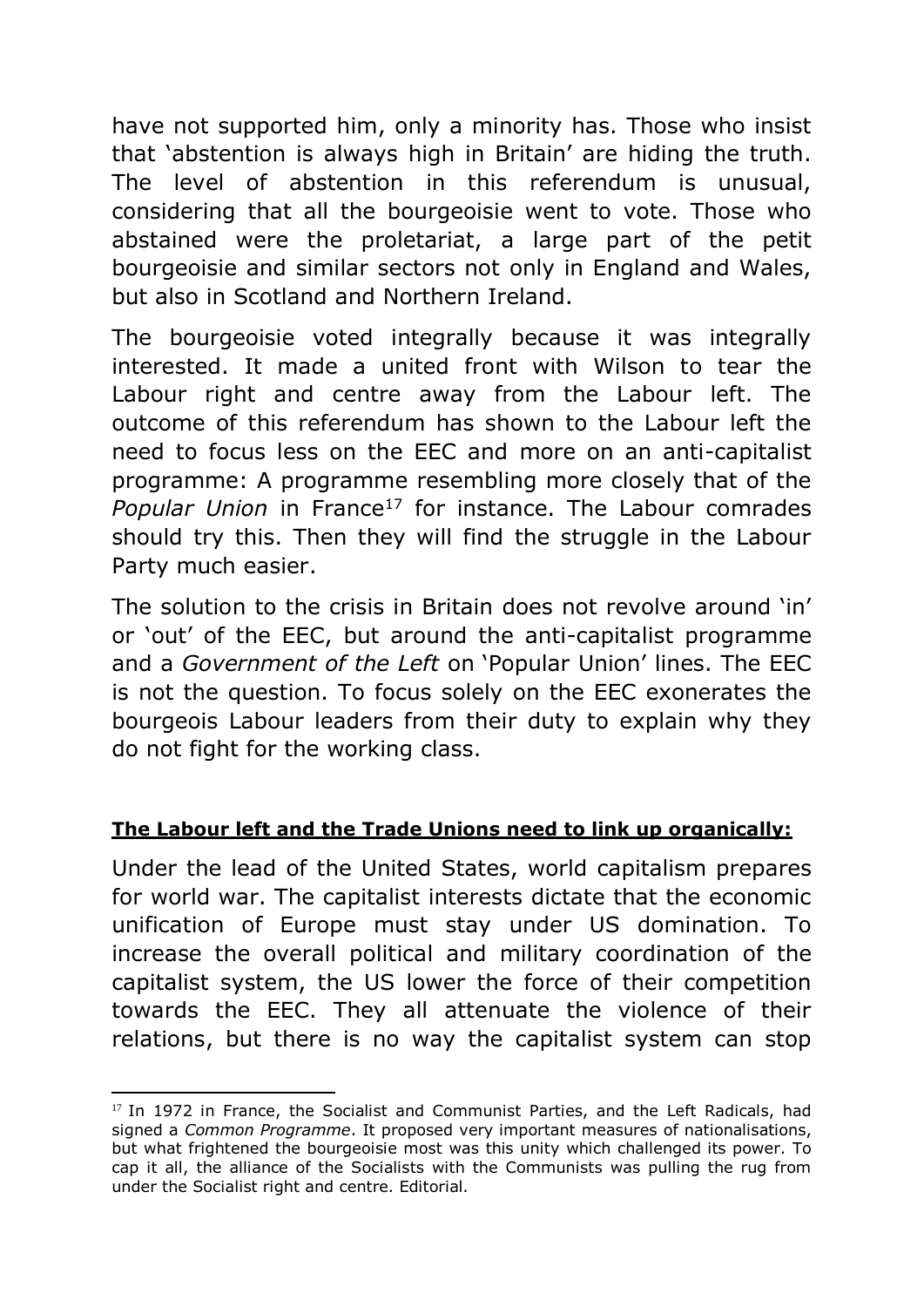have not supported him, only a minority has. Those who insist that 'abstention is always high in Britain' are hiding the truth. The level of abstention in this referendum is unusual, considering that all the bourgeoisie went to vote. Those who abstained were the proletariat, a large part of the petit bourgeoisie and similar sectors not only in England and Wales, but also in Scotland and Northern Ireland.

The bourgeoisie voted integrally because it was integrally interested. It made a united front with Wilson to tear the Labour right and centre away from the Labour left. The outcome of this referendum has shown to the Labour left the need to focus less on the EEC and more on an anti-capitalist programme: A programme resembling more closely that of the *Popular Union* in France[17] for instance. The Labour comrades should try this. Then they will find the struggle in the Labour Party much easier.

The solution to the crisis in Britain does not revolve around 'in' or 'out' of the EEC, but around the anti-capitalist programme and a *Government of the Left* on 'Popular Union' lines. The EEC is not the question. To focus solely on the EEC exonerates the bourgeois Labour leaders from their duty to explain why they do not fight for the working class.

**The Labour left and the Trade Unions need to link up organically:**

Under the lead of the United States, world capitalism prepares for world war. The capitalist interests dictate that the economic unification of Europe must stay under US domination. To increase the overall political and military coordination of the capitalist system, the US lower the force of their competition towards the EEC. They all attenuate the violence of their relations, but there is no way the capitalist system can stop

[17] In 1972 in France, the Socialist and Communist Parties, and the Left Radicals, had signed a *Common Programme*. It proposed very important measures of nationalisations, but what frightened the bourgeoisie most was this unity which challenged its power. To cap it all, the alliance of the Socialists with the Communists was pulling the rug from under the Socialist right and centre. Editorial.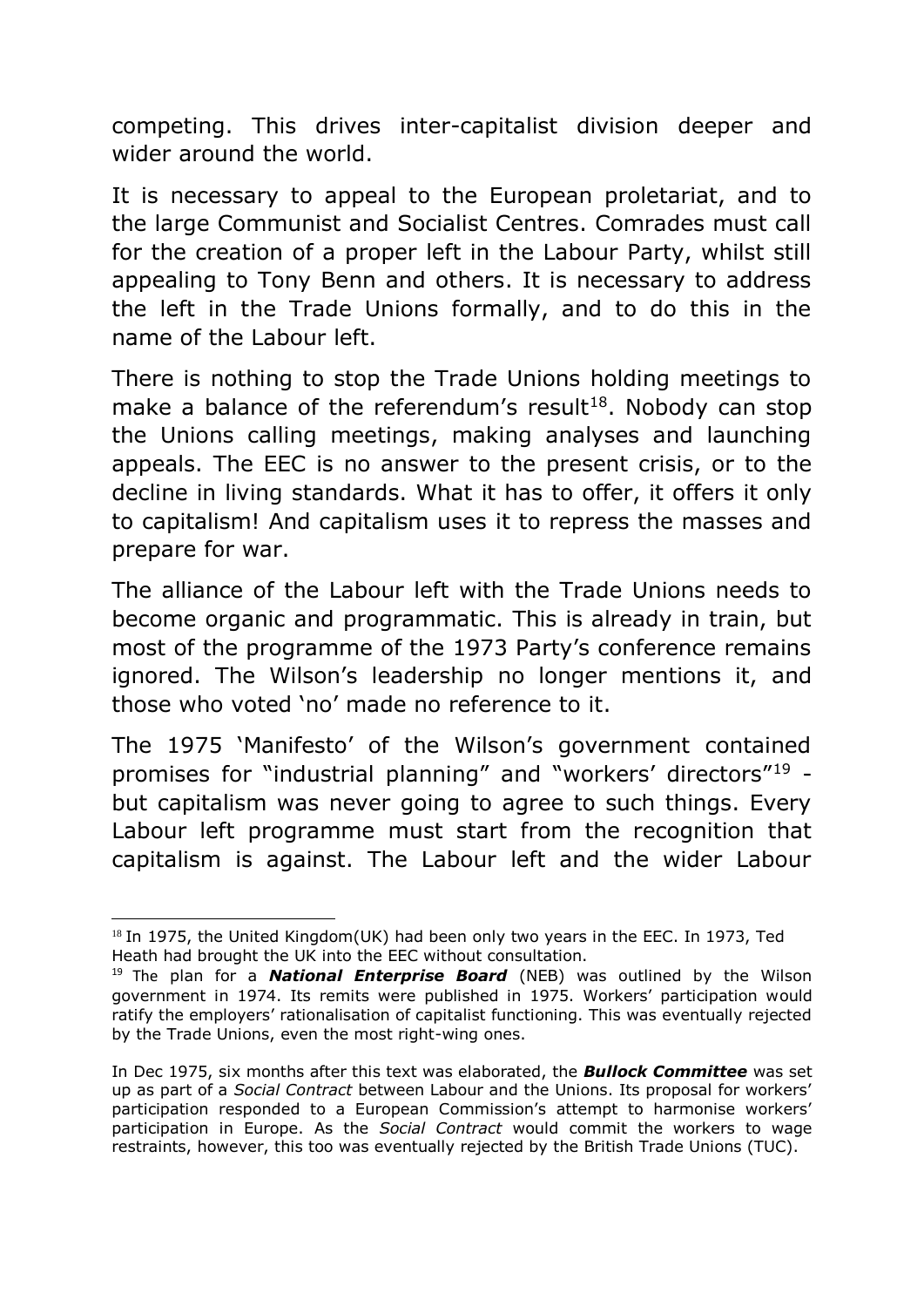competing. This drives inter-capitalist division deeper and wider around the world.

It is necessary to appeal to the European proletariat, and to the large Communist and Socialist Centres. Comrades must call for the creation of a proper left in the Labour Party, whilst still appealing to Tony Benn and others. It is necessary to address the left in the Trade Unions formally, and to do this in the name of the Labour left.

There is nothing to stop the Trade Unions holding meetings to make a balance of the referendum's result[18]. Nobody can stop the Unions calling meetings, making analyses and launching appeals. The EEC is no answer to the present crisis, or to the decline in living standards. What it has to offer, it offers it only to capitalism! And capitalism uses it to repress the masses and prepare for war.

The alliance of the Labour left with the Trade Unions needs to become organic and programmatic. This is already in train, but most of the programme of the 1973 Party's conference remains ignored. The Wilson's leadership no longer mentions it, and those who voted 'no' made no reference to it.

The 1975 'Manifesto' of the Wilson's government contained promises for "industrial planning" and "workers' directors"[19] - but capitalism was never going to agree to such things. Every Labour left programme must start from the recognition that capitalism is against. The Labour left and the wider Labour

---

[18] In 1975, the United Kingdom(UK) had been only two years in the EEC. In 1973, Ted Heath had brought the UK into the EEC without consultation.

[19] The plan for a ***National Enterprise Board*** (NEB) was outlined by the Wilson government in 1974. Its remits were published in 1975. Workers' participation would ratify the employers' rationalisation of capitalist functioning. This was eventually rejected by the Trade Unions, even the most right-wing ones.

In Dec 1975, six months after this text was elaborated, the ***Bullock Committee*** was set up as part of a *Social Contract* between Labour and the Unions. Its proposal for workers' participation responded to a European Commission's attempt to harmonise workers' participation in Europe. As the *Social Contract* would commit the workers to wage restraints, however, this too was eventually rejected by the British Trade Unions (TUC).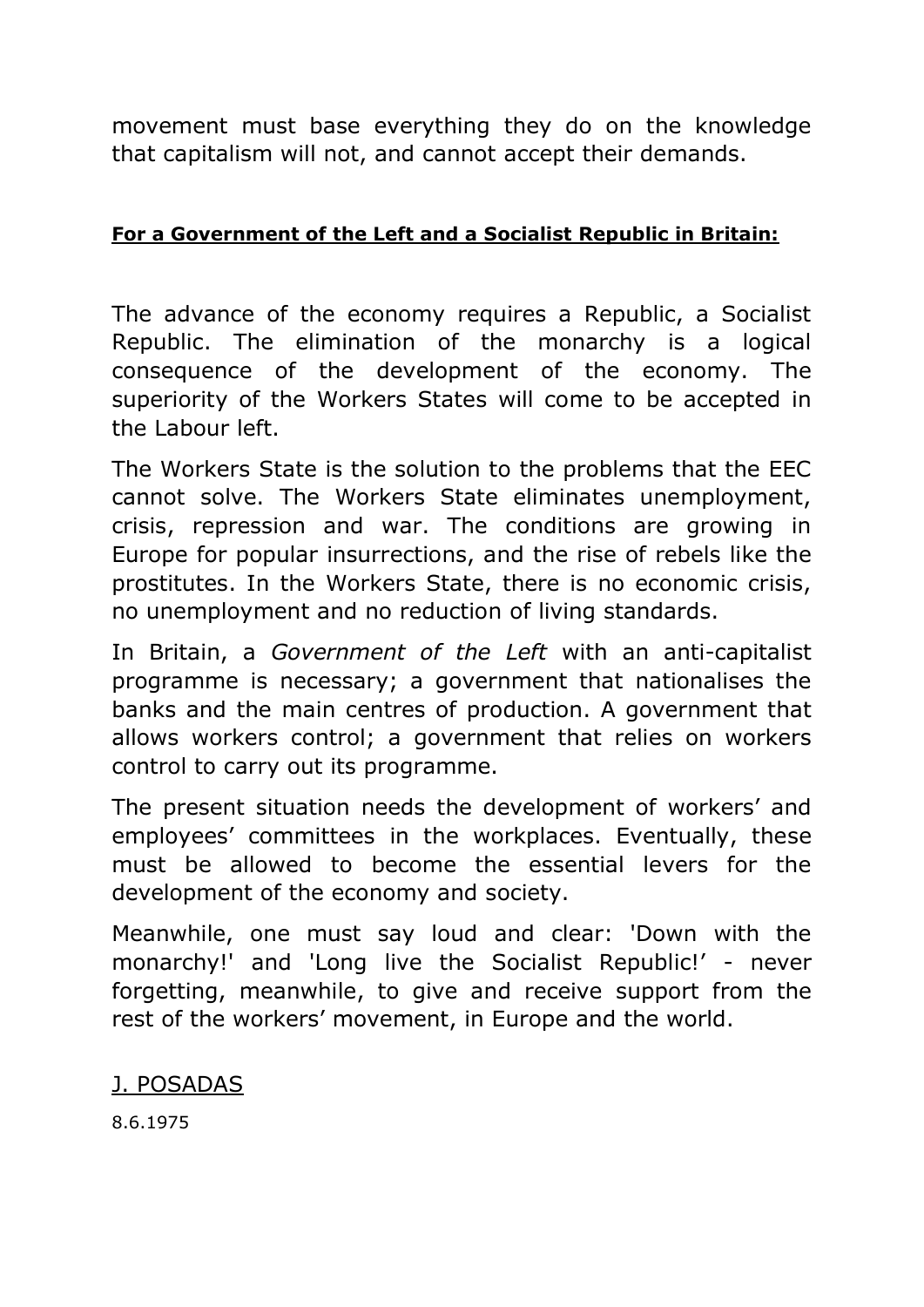movement must base everything they do on the knowledge that capitalism will not, and cannot accept their demands.

**For a Government of the Left and a Socialist Republic in Britain:**

The advance of the economy requires a Republic, a Socialist Republic. The elimination of the monarchy is a logical consequence of the development of the economy. The superiority of the Workers States will come to be accepted in the Labour left.

The Workers State is the solution to the problems that the EEC cannot solve. The Workers State eliminates unemployment, crisis, repression and war. The conditions are growing in Europe for popular insurrections, and the rise of rebels like the prostitutes. In the Workers State, there is no economic crisis, no unemployment and no reduction of living standards.

In Britain, a *Government of the Left* with an anti-capitalist programme is necessary; a government that nationalises the banks and the main centres of production. A government that allows workers control; a government that relies on workers control to carry out its programme.

The present situation needs the development of workers' and employees' committees in the workplaces. Eventually, these must be allowed to become the essential levers for the development of the economy and society.

Meanwhile, one must say loud and clear: 'Down with the monarchy!' and 'Long live the Socialist Republic!' - never forgetting, meanwhile, to give and receive support from the rest of the workers' movement, in Europe and the world.

J. POSADAS

8.6.1975